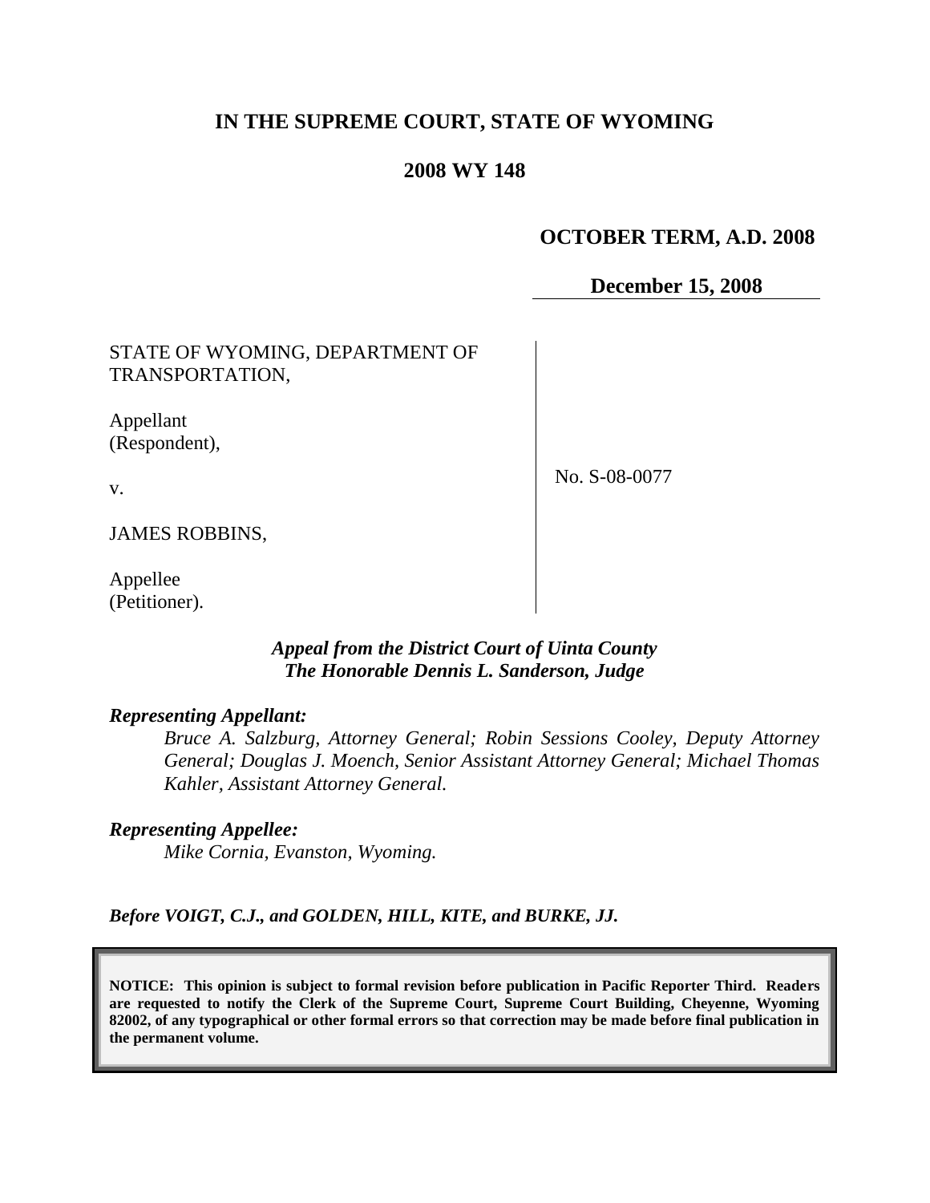**IN THE SUPREME COURT, STATE OF WYOMING**

**2008 WY 148**

**OCTOBER TERM, A.D. 2008**

**December 15, 2008**

STATE OF WYOMING, DEPARTMENT OF TRANSPORTATION,

Appellant (Respondent),

v.

JAMES ROBBINS,

Appellee (Petitioner).

No. S-08-0077

***Appeal from the District Court of Uinta County***
***The Honorable Dennis L. Sanderson, Judge***

***Representing Appellant:***

*Bruce A. Salzburg, Attorney General; Robin Sessions Cooley, Deputy Attorney General; Douglas J. Moench, Senior Assistant Attorney General; Michael Thomas Kahler, Assistant Attorney General.*

***Representing Appellee:***

*Mike Cornia, Evanston, Wyoming.*

***Before VOIGT, C.J., and GOLDEN, HILL, KITE, and BURKE, JJ.***

**NOTICE: This opinion is subject to formal revision before publication in Pacific Reporter Third. Readers are requested to notify the Clerk of the Supreme Court, Supreme Court Building, Cheyenne, Wyoming 82002, of any typographical or other formal errors so that correction may be made before final publication in the permanent volume.**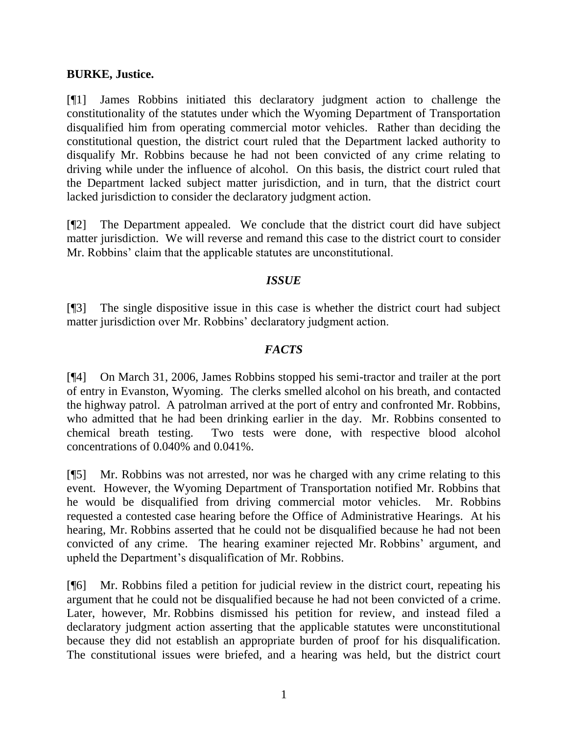**BURKE, Justice.**

[¶1] James Robbins initiated this declaratory judgment action to challenge the constitutionality of the statutes under which the Wyoming Department of Transportation disqualified him from operating commercial motor vehicles. Rather than deciding the constitutional question, the district court ruled that the Department lacked authority to disqualify Mr. Robbins because he had not been convicted of any crime relating to driving while under the influence of alcohol. On this basis, the district court ruled that the Department lacked subject matter jurisdiction, and in turn, that the district court lacked jurisdiction to consider the declaratory judgment action.

[¶2] The Department appealed. We conclude that the district court did have subject matter jurisdiction. We will reverse and remand this case to the district court to consider Mr. Robbins' claim that the applicable statutes are unconstitutional.

### *ISSUE*

[¶3] The single dispositive issue in this case is whether the district court had subject matter jurisdiction over Mr. Robbins' declaratory judgment action.

### *FACTS*

[¶4] On March 31, 2006, James Robbins stopped his semi-tractor and trailer at the port of entry in Evanston, Wyoming. The clerks smelled alcohol on his breath, and contacted the highway patrol. A patrolman arrived at the port of entry and confronted Mr. Robbins, who admitted that he had been drinking earlier in the day. Mr. Robbins consented to chemical breath testing. Two tests were done, with respective blood alcohol concentrations of 0.040% and 0.041%.

[¶5] Mr. Robbins was not arrested, nor was he charged with any crime relating to this event. However, the Wyoming Department of Transportation notified Mr. Robbins that he would be disqualified from driving commercial motor vehicles. Mr. Robbins requested a contested case hearing before the Office of Administrative Hearings. At his hearing, Mr. Robbins asserted that he could not be disqualified because he had not been convicted of any crime. The hearing examiner rejected Mr. Robbins' argument, and upheld the Department's disqualification of Mr. Robbins.

[¶6] Mr. Robbins filed a petition for judicial review in the district court, repeating his argument that he could not be disqualified because he had not been convicted of a crime. Later, however, Mr. Robbins dismissed his petition for review, and instead filed a declaratory judgment action asserting that the applicable statutes were unconstitutional because they did not establish an appropriate burden of proof for his disqualification. The constitutional issues were briefed, and a hearing was held, but the district court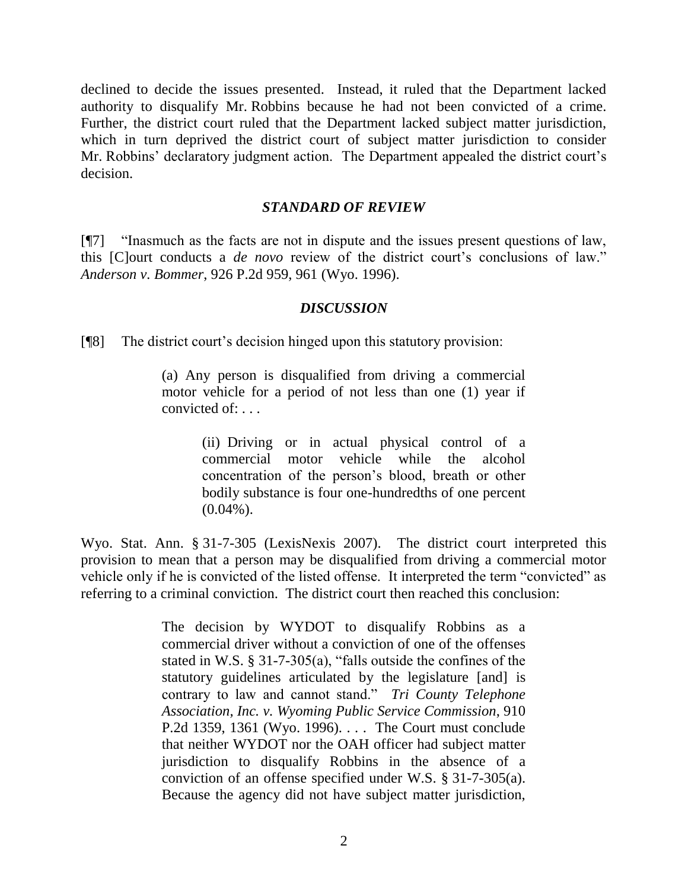declined to decide the issues presented. Instead, it ruled that the Department lacked authority to disqualify Mr. Robbins because he had not been convicted of a crime. Further, the district court ruled that the Department lacked subject matter jurisdiction, which in turn deprived the district court of subject matter jurisdiction to consider Mr. Robbins' declaratory judgment action. The Department appealed the district court's decision.

### *STANDARD OF REVIEW*

[¶7] "Inasmuch as the facts are not in dispute and the issues present questions of law, this [C]ourt conducts a *de novo* review of the district court's conclusions of law." *Anderson v. Bommer*, 926 P.2d 959, 961 (Wyo. 1996).

### *DISCUSSION*

[¶8] The district court's decision hinged upon this statutory provision:

> (a) Any person is disqualified from driving a commercial motor vehicle for a period of not less than one (1) year if convicted of: . . .
>
> > (ii) Driving or in actual physical control of a commercial motor vehicle while the alcohol concentration of the person's blood, breath or other bodily substance is four one-hundredths of one percent (0.04%).

Wyo. Stat. Ann. § 31-7-305 (LexisNexis 2007). The district court interpreted this provision to mean that a person may be disqualified from driving a commercial motor vehicle only if he is convicted of the listed offense. It interpreted the term "convicted" as referring to a criminal conviction. The district court then reached this conclusion:

> The decision by WYDOT to disqualify Robbins as a commercial driver without a conviction of one of the offenses stated in W.S. § 31-7-305(a), "falls outside the confines of the statutory guidelines articulated by the legislature [and] is contrary to law and cannot stand." *Tri County Telephone Association, Inc. v. Wyoming Public Service Commission*, 910 P.2d 1359, 1361 (Wyo. 1996). . . . The Court must conclude that neither WYDOT nor the OAH officer had subject matter jurisdiction to disqualify Robbins in the absence of a conviction of an offense specified under W.S. § 31-7-305(a). Because the agency did not have subject matter jurisdiction,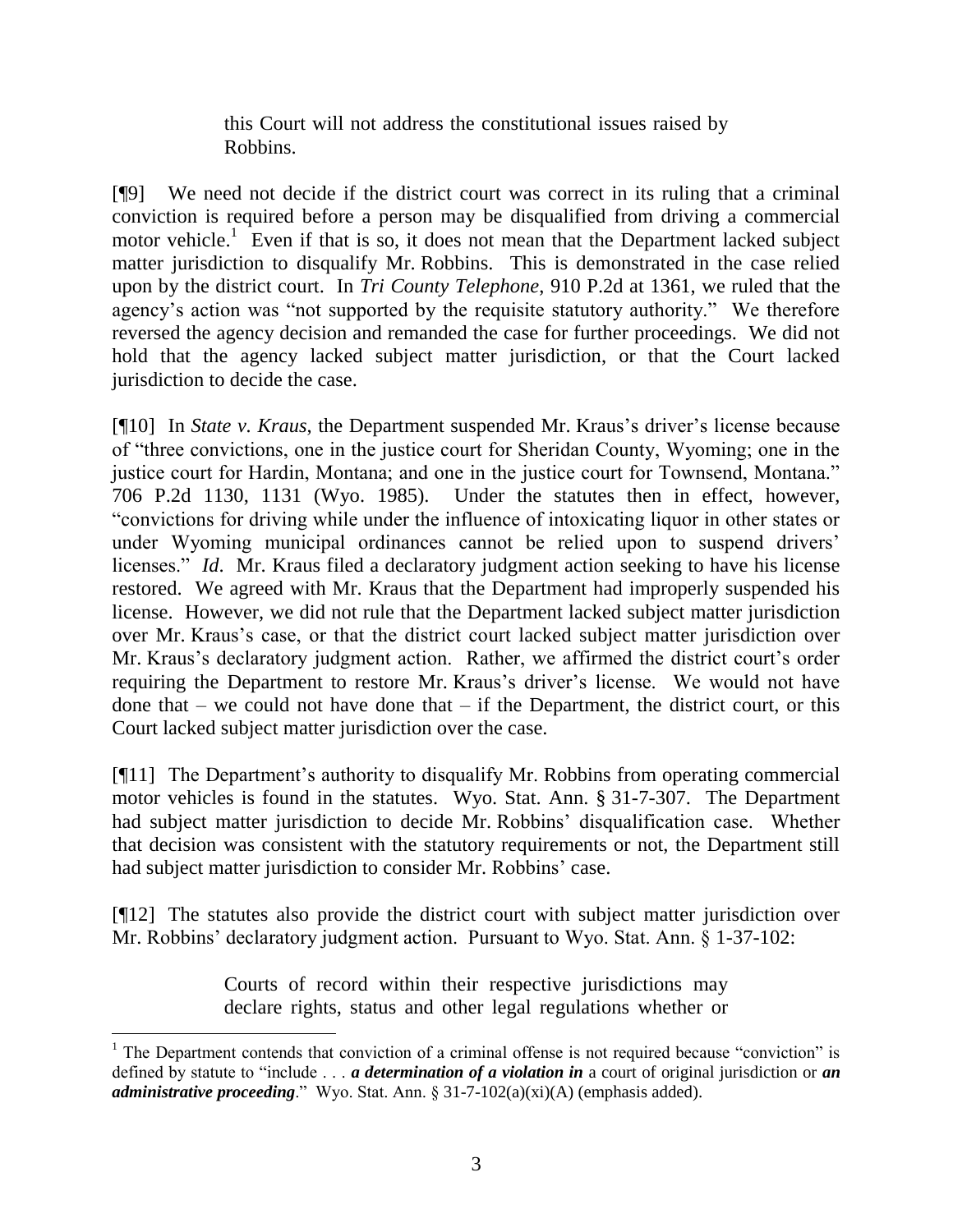> this Court will not address the constitutional issues raised by Robbins.

[¶9] We need not decide if the district court was correct in its ruling that a criminal conviction is required before a person may be disqualified from driving a commercial motor vehicle.[1] Even if that is so, it does not mean that the Department lacked subject matter jurisdiction to disqualify Mr. Robbins. This is demonstrated in the case relied upon by the district court. In *Tri County Telephone*, 910 P.2d at 1361, we ruled that the agency's action was "not supported by the requisite statutory authority." We therefore reversed the agency decision and remanded the case for further proceedings. We did not hold that the agency lacked subject matter jurisdiction, or that the Court lacked jurisdiction to decide the case.

[¶10] In *State v. Kraus*, the Department suspended Mr. Kraus's driver's license because of "three convictions, one in the justice court for Sheridan County, Wyoming; one in the justice court for Hardin, Montana; and one in the justice court for Townsend, Montana." 706 P.2d 1130, 1131 (Wyo. 1985). Under the statutes then in effect, however, "convictions for driving while under the influence of intoxicating liquor in other states or under Wyoming municipal ordinances cannot be relied upon to suspend drivers' licenses." *Id*. Mr. Kraus filed a declaratory judgment action seeking to have his license restored. We agreed with Mr. Kraus that the Department had improperly suspended his license. However, we did not rule that the Department lacked subject matter jurisdiction over Mr. Kraus's case, or that the district court lacked subject matter jurisdiction over Mr. Kraus's declaratory judgment action. Rather, we affirmed the district court's order requiring the Department to restore Mr. Kraus's driver's license. We would not have done that – we could not have done that – if the Department, the district court, or this Court lacked subject matter jurisdiction over the case.

[¶11] The Department's authority to disqualify Mr. Robbins from operating commercial motor vehicles is found in the statutes. Wyo. Stat. Ann. § 31-7-307. The Department had subject matter jurisdiction to decide Mr. Robbins' disqualification case. Whether that decision was consistent with the statutory requirements or not, the Department still had subject matter jurisdiction to consider Mr. Robbins' case.

[¶12] The statutes also provide the district court with subject matter jurisdiction over Mr. Robbins' declaratory judgment action. Pursuant to Wyo. Stat. Ann. § 1-37-102:

> Courts of record within their respective jurisdictions may declare rights, status and other legal regulations whether or

---

[1] The Department contends that conviction of a criminal offense is not required because "conviction" is defined by statute to "include . . . ***a determination of a violation in*** a court of original jurisdiction or ***an administrative proceeding***." Wyo. Stat. Ann. § 31-7-102(a)(xi)(A) (emphasis added).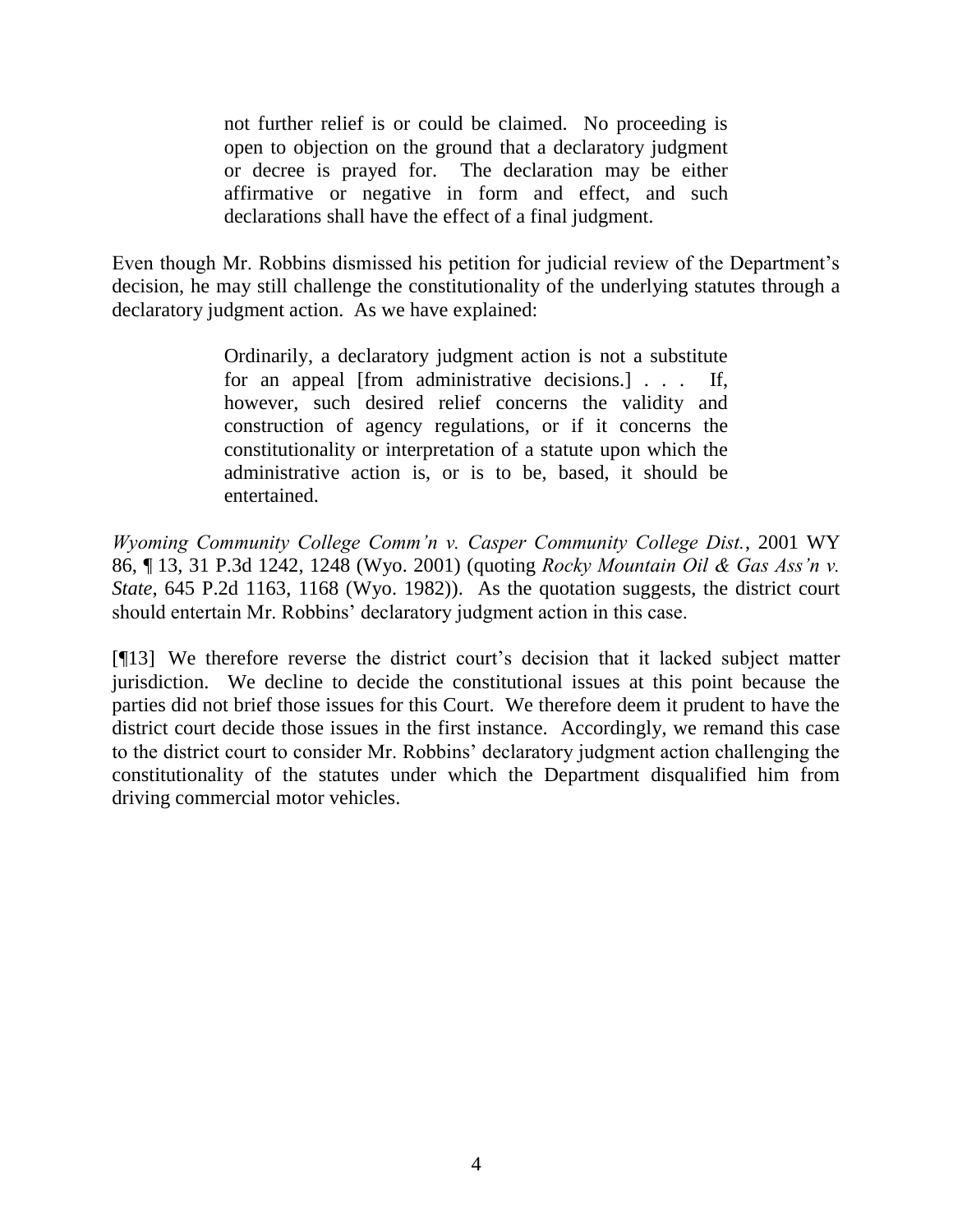> not further relief is or could be claimed. No proceeding is open to objection on the ground that a declaratory judgment or decree is prayed for. The declaration may be either affirmative or negative in form and effect, and such declarations shall have the effect of a final judgment.

Even though Mr. Robbins dismissed his petition for judicial review of the Department's decision, he may still challenge the constitutionality of the underlying statutes through a declaratory judgment action. As we have explained:

> Ordinarily, a declaratory judgment action is not a substitute for an appeal [from administrative decisions.] . . . If, however, such desired relief concerns the validity and construction of agency regulations, or if it concerns the constitutionality or interpretation of a statute upon which the administrative action is, or is to be, based, it should be entertained.

*Wyoming Community College Comm'n v. Casper Community College Dist.*, 2001 WY 86, ¶ 13, 31 P.3d 1242, 1248 (Wyo. 2001) (quoting *Rocky Mountain Oil & Gas Ass'n v. State*, 645 P.2d 1163, 1168 (Wyo. 1982)). As the quotation suggests, the district court should entertain Mr. Robbins' declaratory judgment action in this case.

[¶13] We therefore reverse the district court's decision that it lacked subject matter jurisdiction. We decline to decide the constitutional issues at this point because the parties did not brief those issues for this Court. We therefore deem it prudent to have the district court decide those issues in the first instance. Accordingly, we remand this case to the district court to consider Mr. Robbins' declaratory judgment action challenging the constitutionality of the statutes under which the Department disqualified him from driving commercial motor vehicles.